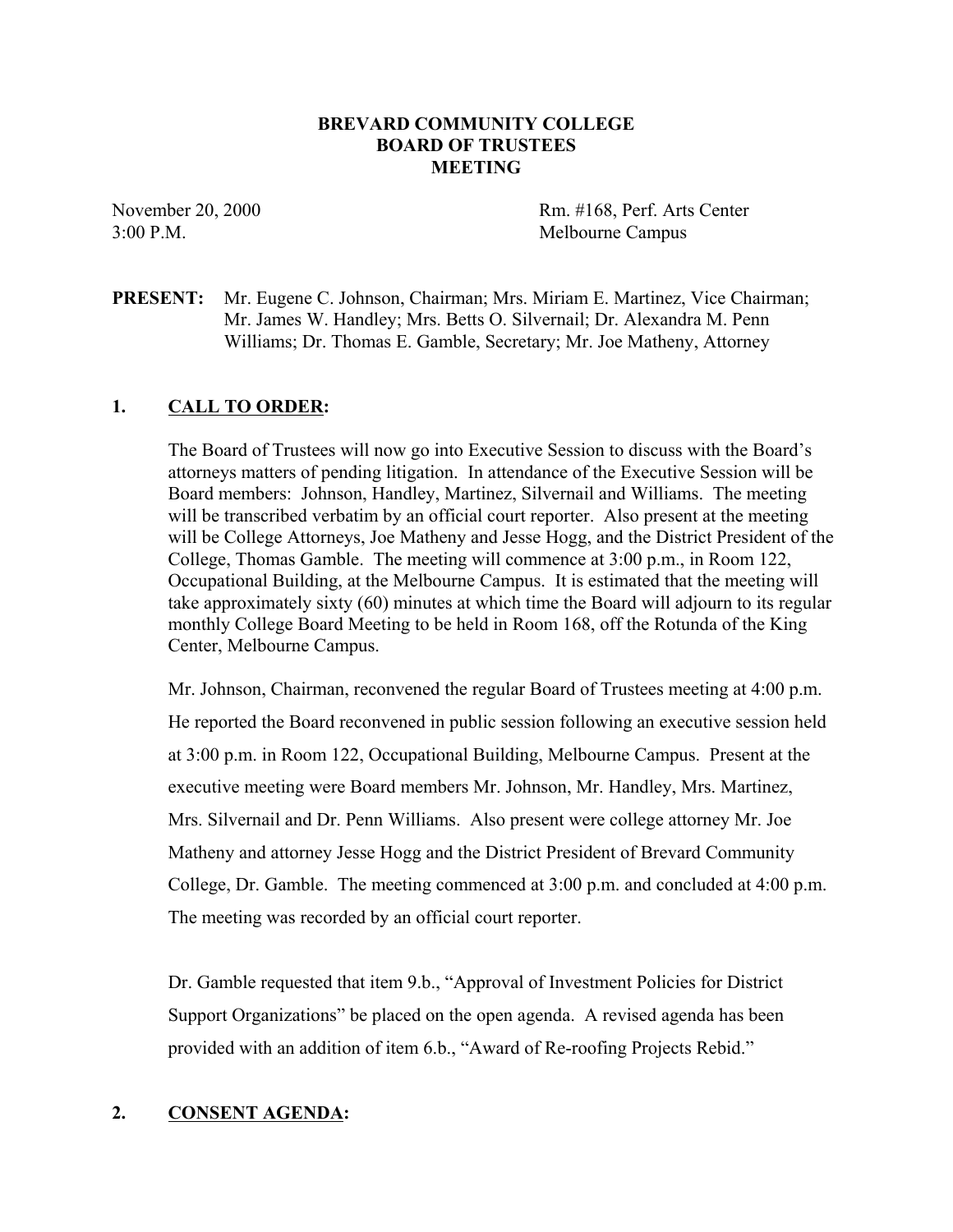**BREVARD COMMUNITY COLLEGE**
**BOARD OF TRUSTEES**
**MEETING**

November 20, 2000
3:00 P.M.

Rm. #168, Perf. Arts Center
Melbourne Campus

**PRESENT:** Mr. Eugene C. Johnson, Chairman; Mrs. Miriam E. Martinez, Vice Chairman; Mr. James W. Handley; Mrs. Betts O. Silvernail; Dr. Alexandra M. Penn Williams; Dr. Thomas E. Gamble, Secretary; Mr. Joe Matheny, Attorney

## 1. CALL TO ORDER:

The Board of Trustees will now go into Executive Session to discuss with the Board's attorneys matters of pending litigation. In attendance of the Executive Session will be Board members: Johnson, Handley, Martinez, Silvernail and Williams. The meeting will be transcribed verbatim by an official court reporter. Also present at the meeting will be College Attorneys, Joe Matheny and Jesse Hogg, and the District President of the College, Thomas Gamble. The meeting will commence at 3:00 p.m., in Room 122, Occupational Building, at the Melbourne Campus. It is estimated that the meeting will take approximately sixty (60) minutes at which time the Board will adjourn to its regular monthly College Board Meeting to be held in Room 168, off the Rotunda of the King Center, Melbourne Campus.

Mr. Johnson, Chairman, reconvened the regular Board of Trustees meeting at 4:00 p.m. He reported the Board reconvened in public session following an executive session held at 3:00 p.m. in Room 122, Occupational Building, Melbourne Campus. Present at the executive meeting were Board members Mr. Johnson, Mr. Handley, Mrs. Martinez, Mrs. Silvernail and Dr. Penn Williams. Also present were college attorney Mr. Joe Matheny and attorney Jesse Hogg and the District President of Brevard Community College, Dr. Gamble. The meeting commenced at 3:00 p.m. and concluded at 4:00 p.m. The meeting was recorded by an official court reporter.

Dr. Gamble requested that item 9.b., "Approval of Investment Policies for District Support Organizations" be placed on the open agenda. A revised agenda has been provided with an addition of item 6.b., "Award of Re-roofing Projects Rebid."

## 2. CONSENT AGENDA: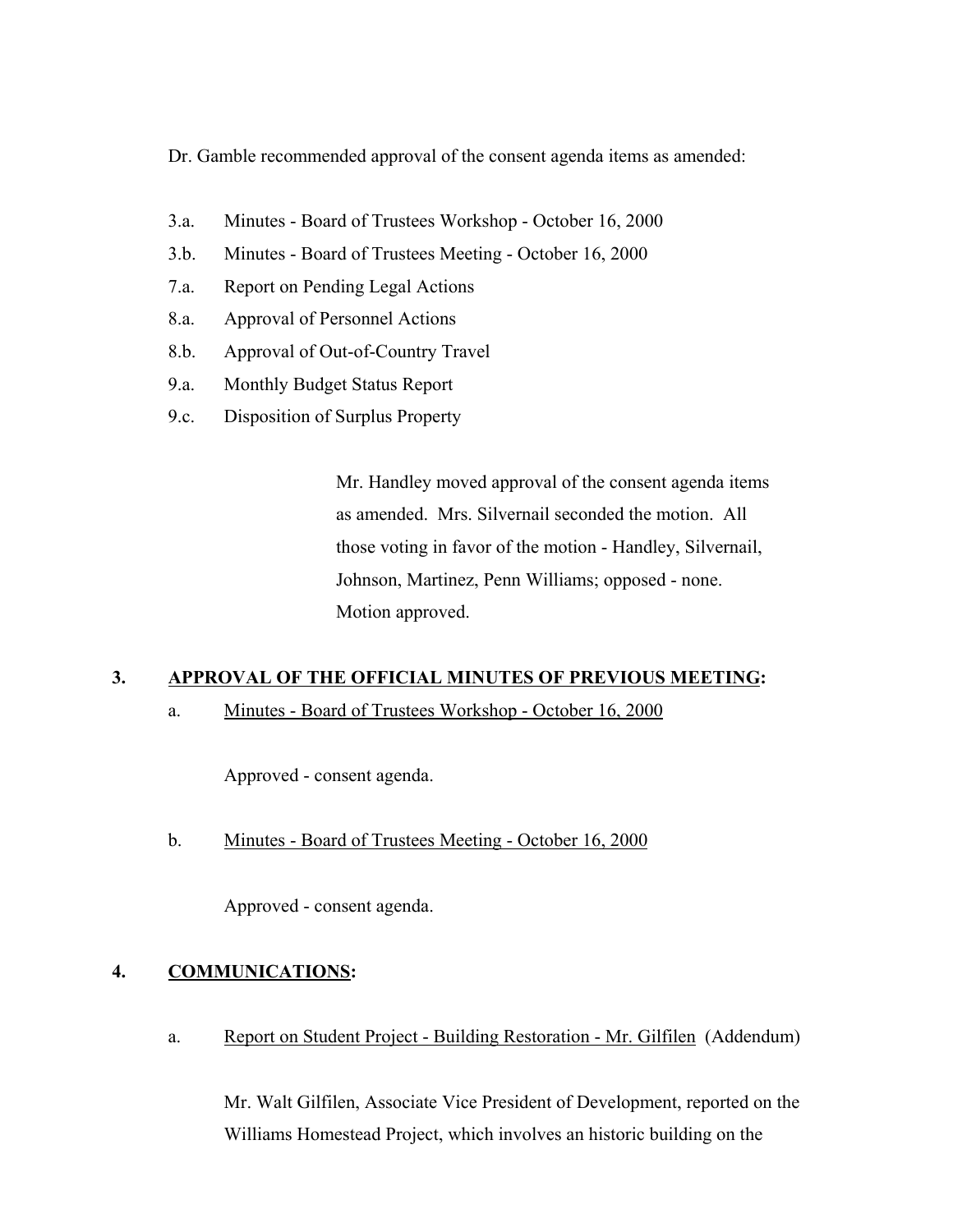Dr. Gamble recommended approval of the consent agenda items as amended:

3.a. Minutes - Board of Trustees Workshop - October 16, 2000

3.b. Minutes - Board of Trustees Meeting - October 16, 2000

7.a. Report on Pending Legal Actions

8.a. Approval of Personnel Actions

8.b. Approval of Out-of-Country Travel

9.a. Monthly Budget Status Report

9.c. Disposition of Surplus Property

> Mr. Handley moved approval of the consent agenda items as amended. Mrs. Silvernail seconded the motion. All those voting in favor of the motion - Handley, Silvernail, Johnson, Martinez, Penn Williams; opposed - none. Motion approved.

## 3. APPROVAL OF THE OFFICIAL MINUTES OF PREVIOUS MEETING:

a. Minutes - Board of Trustees Workshop - October 16, 2000

Approved - consent agenda.

b. Minutes - Board of Trustees Meeting - October 16, 2000

Approved - consent agenda.

## 4. COMMUNICATIONS:

a. Report on Student Project - Building Restoration - Mr. Gilfilen (Addendum)

Mr. Walt Gilfilen, Associate Vice President of Development, reported on the Williams Homestead Project, which involves an historic building on the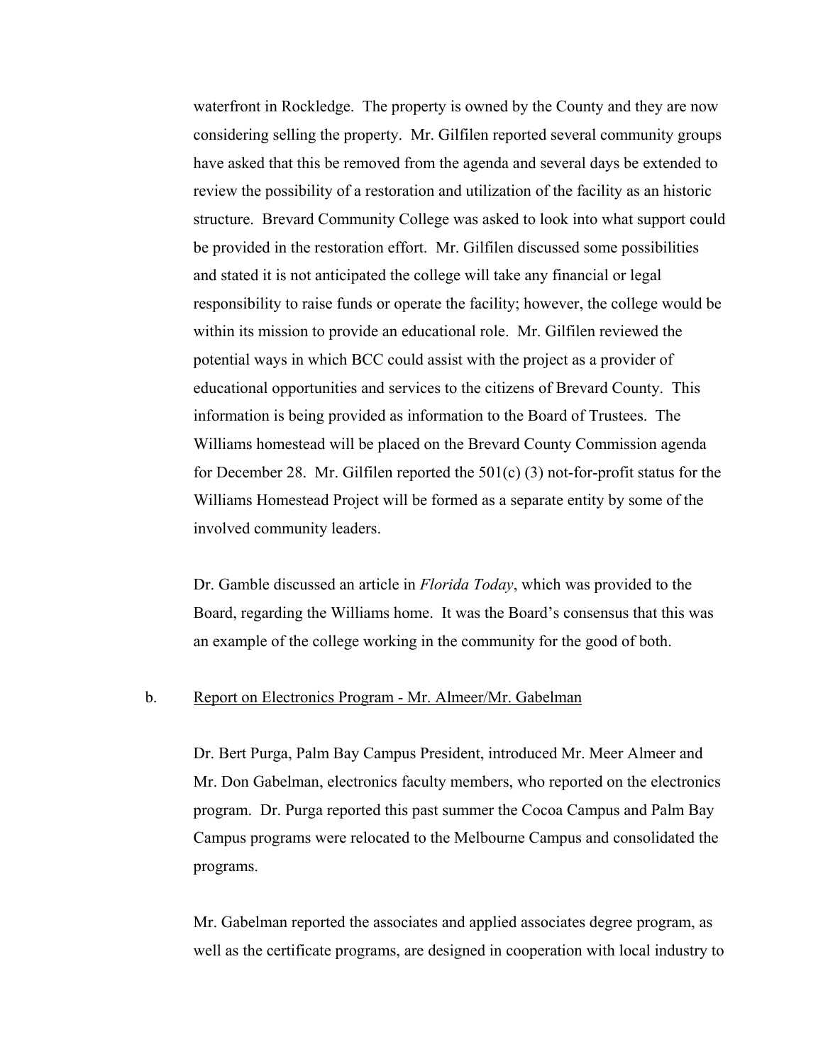waterfront in Rockledge. The property is owned by the County and they are now considering selling the property. Mr. Gilfilen reported several community groups have asked that this be removed from the agenda and several days be extended to review the possibility of a restoration and utilization of the facility as an historic structure. Brevard Community College was asked to look into what support could be provided in the restoration effort. Mr. Gilfilen discussed some possibilities and stated it is not anticipated the college will take any financial or legal responsibility to raise funds or operate the facility; however, the college would be within its mission to provide an educational role. Mr. Gilfilen reviewed the potential ways in which BCC could assist with the project as a provider of educational opportunities and services to the citizens of Brevard County. This information is being provided as information to the Board of Trustees. The Williams homestead will be placed on the Brevard County Commission agenda for December 28. Mr. Gilfilen reported the 501(c) (3) not-for-profit status for the Williams Homestead Project will be formed as a separate entity by some of the involved community leaders.

Dr. Gamble discussed an article in *Florida Today*, which was provided to the Board, regarding the Williams home. It was the Board's consensus that this was an example of the college working in the community for the good of both.

b. Report on Electronics Program - Mr. Almeer/Mr. Gabelman

Dr. Bert Purga, Palm Bay Campus President, introduced Mr. Meer Almeer and Mr. Don Gabelman, electronics faculty members, who reported on the electronics program. Dr. Purga reported this past summer the Cocoa Campus and Palm Bay Campus programs were relocated to the Melbourne Campus and consolidated the programs.

Mr. Gabelman reported the associates and applied associates degree program, as well as the certificate programs, are designed in cooperation with local industry to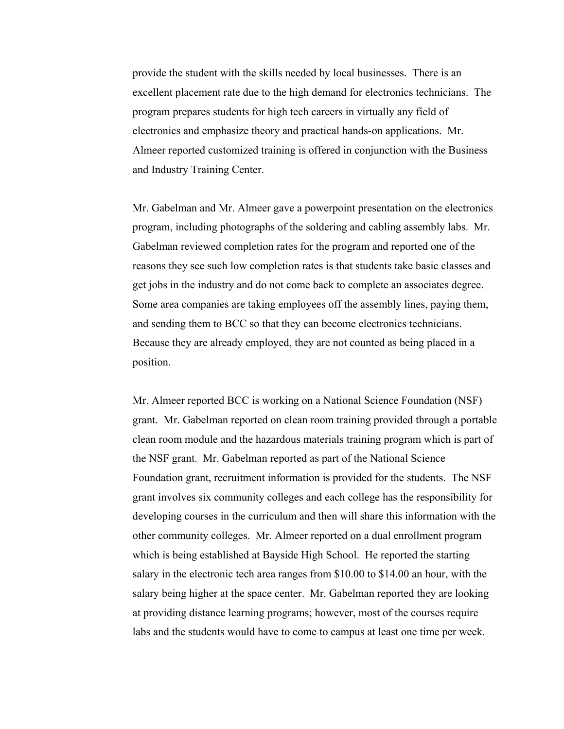provide the student with the skills needed by local businesses. There is an excellent placement rate due to the high demand for electronics technicians. The program prepares students for high tech careers in virtually any field of electronics and emphasize theory and practical hands-on applications. Mr. Almeer reported customized training is offered in conjunction with the Business and Industry Training Center.

Mr. Gabelman and Mr. Almeer gave a powerpoint presentation on the electronics program, including photographs of the soldering and cabling assembly labs. Mr. Gabelman reviewed completion rates for the program and reported one of the reasons they see such low completion rates is that students take basic classes and get jobs in the industry and do not come back to complete an associates degree. Some area companies are taking employees off the assembly lines, paying them, and sending them to BCC so that they can become electronics technicians. Because they are already employed, they are not counted as being placed in a position.

Mr. Almeer reported BCC is working on a National Science Foundation (NSF) grant. Mr. Gabelman reported on clean room training provided through a portable clean room module and the hazardous materials training program which is part of the NSF grant. Mr. Gabelman reported as part of the National Science Foundation grant, recruitment information is provided for the students. The NSF grant involves six community colleges and each college has the responsibility for developing courses in the curriculum and then will share this information with the other community colleges. Mr. Almeer reported on a dual enrollment program which is being established at Bayside High School. He reported the starting salary in the electronic tech area ranges from $10.00 to $14.00 an hour, with the salary being higher at the space center. Mr. Gabelman reported they are looking at providing distance learning programs; however, most of the courses require labs and the students would have to come to campus at least one time per week.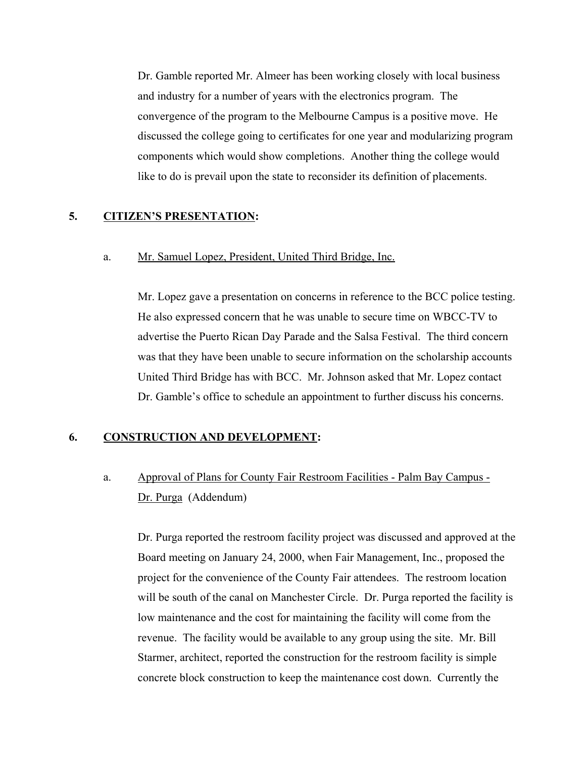Dr. Gamble reported Mr. Almeer has been working closely with local business and industry for a number of years with the electronics program. The convergence of the program to the Melbourne Campus is a positive move. He discussed the college going to certificates for one year and modularizing program components which would show completions. Another thing the college would like to do is prevail upon the state to reconsider its definition of placements.

## 5. CITIZEN'S PRESENTATION:

### a. Mr. Samuel Lopez, President, United Third Bridge, Inc.

Mr. Lopez gave a presentation on concerns in reference to the BCC police testing. He also expressed concern that he was unable to secure time on WBCC-TV to advertise the Puerto Rican Day Parade and the Salsa Festival. The third concern was that they have been unable to secure information on the scholarship accounts United Third Bridge has with BCC. Mr. Johnson asked that Mr. Lopez contact Dr. Gamble's office to schedule an appointment to further discuss his concerns.

## 6. CONSTRUCTION AND DEVELOPMENT:

### a. Approval of Plans for County Fair Restroom Facilities - Palm Bay Campus - Dr. Purga (Addendum)

Dr. Purga reported the restroom facility project was discussed and approved at the Board meeting on January 24, 2000, when Fair Management, Inc., proposed the project for the convenience of the County Fair attendees. The restroom location will be south of the canal on Manchester Circle. Dr. Purga reported the facility is low maintenance and the cost for maintaining the facility will come from the revenue. The facility would be available to any group using the site. Mr. Bill Starmer, architect, reported the construction for the restroom facility is simple concrete block construction to keep the maintenance cost down. Currently the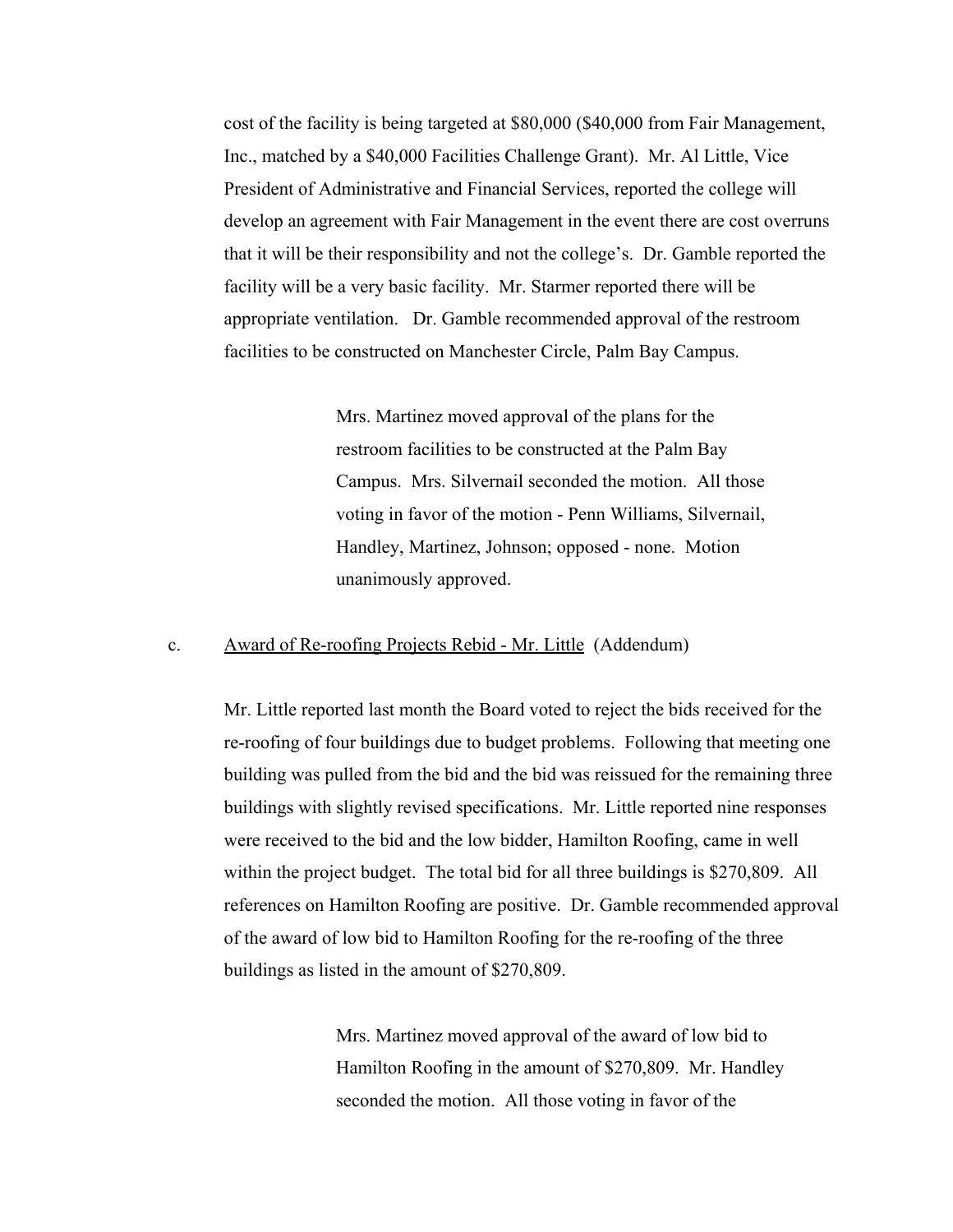cost of the facility is being targeted at $80,000 ($40,000 from Fair Management, Inc., matched by a $40,000 Facilities Challenge Grant). Mr. Al Little, Vice President of Administrative and Financial Services, reported the college will develop an agreement with Fair Management in the event there are cost overruns that it will be their responsibility and not the college's. Dr. Gamble reported the facility will be a very basic facility. Mr. Starmer reported there will be appropriate ventilation. Dr. Gamble recommended approval of the restroom facilities to be constructed on Manchester Circle, Palm Bay Campus.

> Mrs. Martinez moved approval of the plans for the restroom facilities to be constructed at the Palm Bay Campus. Mrs. Silvernail seconded the motion. All those voting in favor of the motion - Penn Williams, Silvernail, Handley, Martinez, Johnson; opposed - none. Motion unanimously approved.

c. <u>Award of Re-roofing Projects Rebid - Mr. Little</u> (Addendum)

Mr. Little reported last month the Board voted to reject the bids received for the re-roofing of four buildings due to budget problems. Following that meeting one building was pulled from the bid and the bid was reissued for the remaining three buildings with slightly revised specifications. Mr. Little reported nine responses were received to the bid and the low bidder, Hamilton Roofing, came in well within the project budget. The total bid for all three buildings is $270,809. All references on Hamilton Roofing are positive. Dr. Gamble recommended approval of the award of low bid to Hamilton Roofing for the re-roofing of the three buildings as listed in the amount of $270,809.

> Mrs. Martinez moved approval of the award of low bid to Hamilton Roofing in the amount of $270,809. Mr. Handley seconded the motion. All those voting in favor of the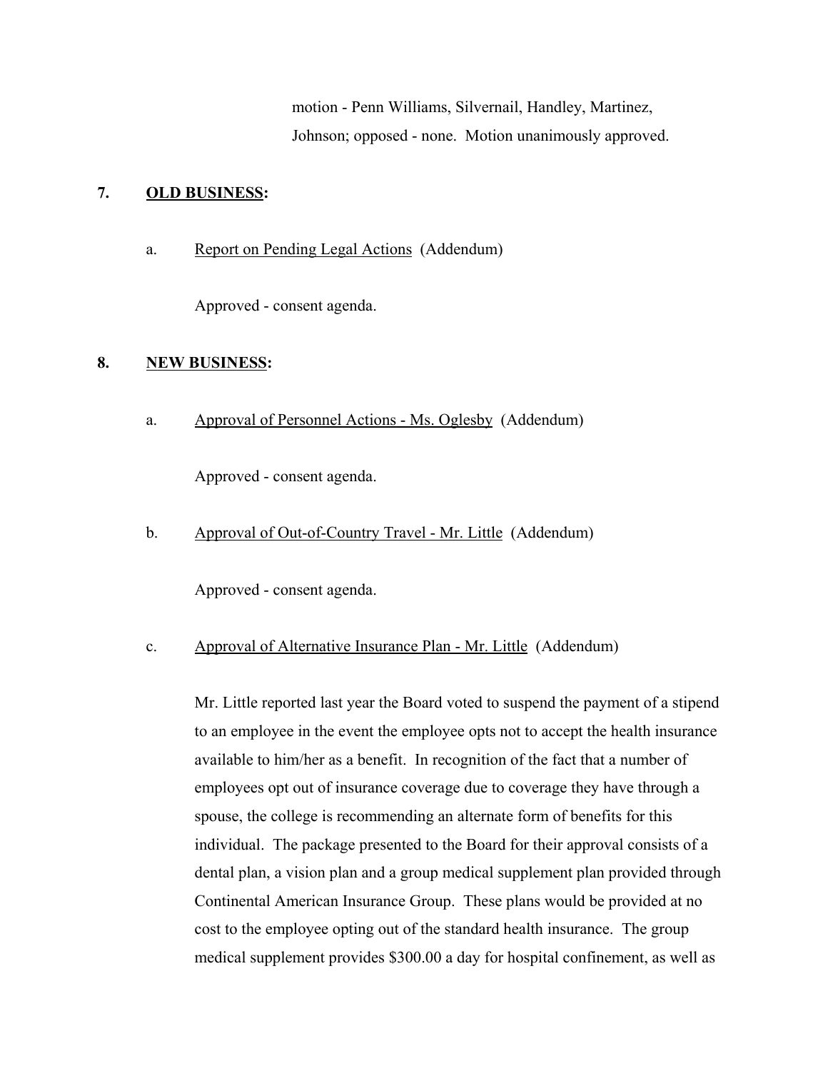motion - Penn Williams, Silvernail, Handley, Martinez, Johnson; opposed - none. Motion unanimously approved.

## 7. OLD BUSINESS:

a. Report on Pending Legal Actions (Addendum)

Approved - consent agenda.

## 8. NEW BUSINESS:

a. Approval of Personnel Actions - Ms. Oglesby (Addendum)

Approved - consent agenda.

b. Approval of Out-of-Country Travel - Mr. Little (Addendum)

Approved - consent agenda.

c. Approval of Alternative Insurance Plan - Mr. Little (Addendum)

Mr. Little reported last year the Board voted to suspend the payment of a stipend to an employee in the event the employee opts not to accept the health insurance available to him/her as a benefit. In recognition of the fact that a number of employees opt out of insurance coverage due to coverage they have through a spouse, the college is recommending an alternate form of benefits for this individual. The package presented to the Board for their approval consists of a dental plan, a vision plan and a group medical supplement plan provided through Continental American Insurance Group. These plans would be provided at no cost to the employee opting out of the standard health insurance. The group medical supplement provides $300.00 a day for hospital confinement, as well as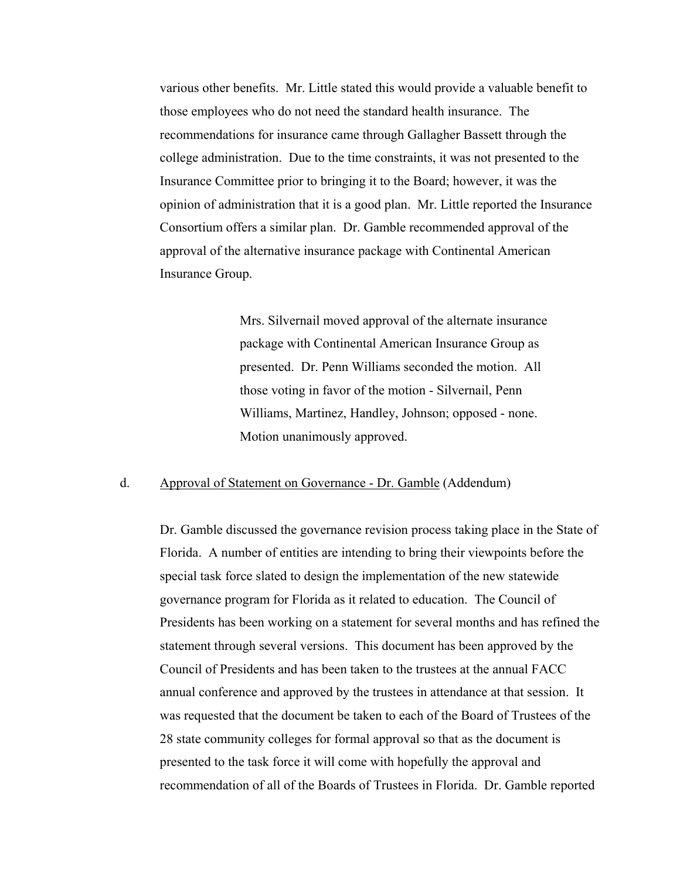various other benefits. Mr. Little stated this would provide a valuable benefit to those employees who do not need the standard health insurance. The recommendations for insurance came through Gallagher Bassett through the college administration. Due to the time constraints, it was not presented to the Insurance Committee prior to bringing it to the Board; however, it was the opinion of administration that it is a good plan. Mr. Little reported the Insurance Consortium offers a similar plan. Dr. Gamble recommended approval of the approval of the alternative insurance package with Continental American Insurance Group.

> Mrs. Silvernail moved approval of the alternate insurance package with Continental American Insurance Group as presented. Dr. Penn Williams seconded the motion. All those voting in favor of the motion - Silvernail, Penn Williams, Martinez, Handley, Johnson; opposed - none. Motion unanimously approved.

d. <u>Approval of Statement on Governance - Dr. Gamble</u> (Addendum)

Dr. Gamble discussed the governance revision process taking place in the State of Florida. A number of entities are intending to bring their viewpoints before the special task force slated to design the implementation of the new statewide governance program for Florida as it related to education. The Council of Presidents has been working on a statement for several months and has refined the statement through several versions. This document has been approved by the Council of Presidents and has been taken to the trustees at the annual FACC annual conference and approved by the trustees in attendance at that session. It was requested that the document be taken to each of the Board of Trustees of the 28 state community colleges for formal approval so that as the document is presented to the task force it will come with hopefully the approval and recommendation of all of the Boards of Trustees in Florida. Dr. Gamble reported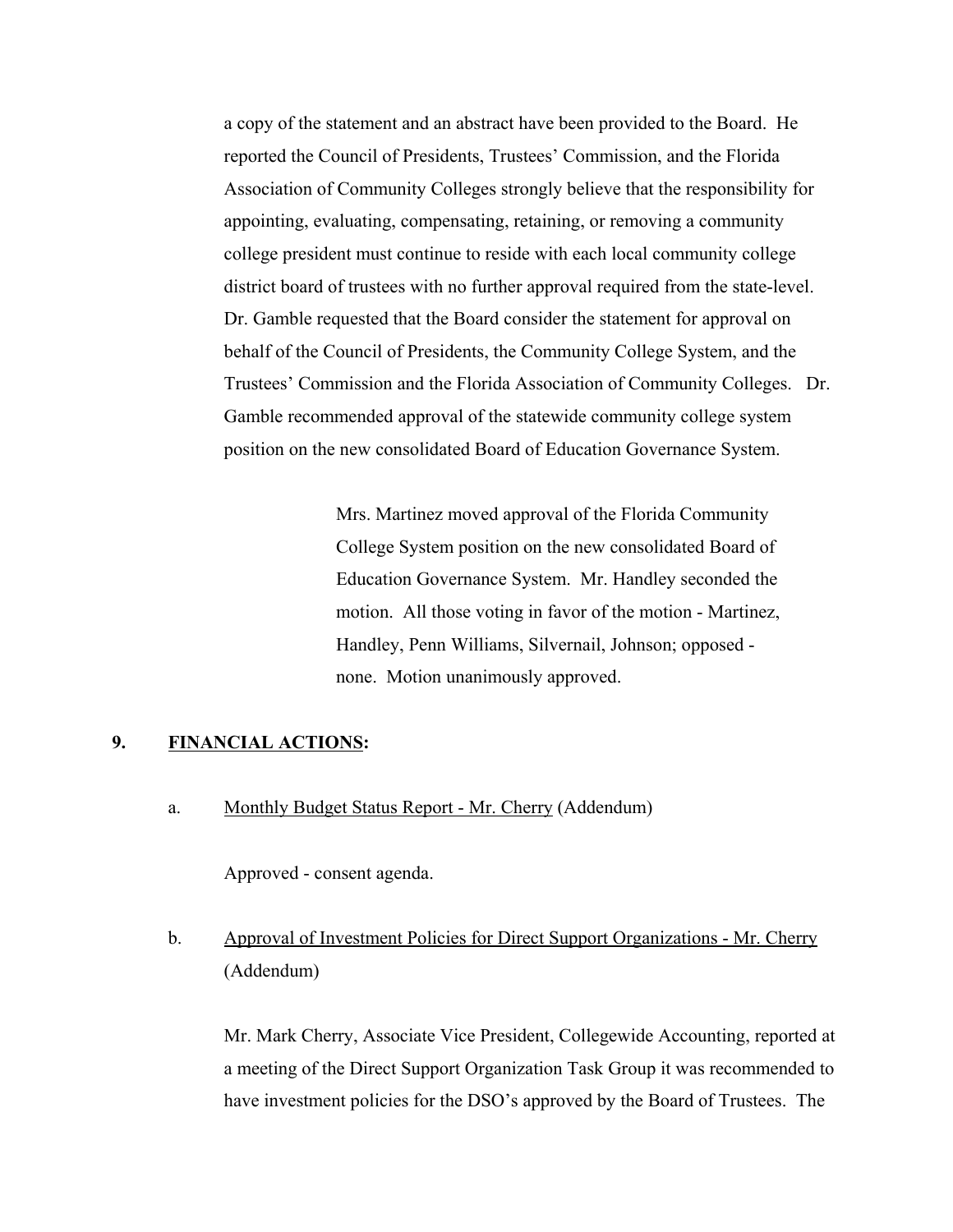a copy of the statement and an abstract have been provided to the Board. He reported the Council of Presidents, Trustees' Commission, and the Florida Association of Community Colleges strongly believe that the responsibility for appointing, evaluating, compensating, retaining, or removing a community college president must continue to reside with each local community college district board of trustees with no further approval required from the state-level. Dr. Gamble requested that the Board consider the statement for approval on behalf of the Council of Presidents, the Community College System, and the Trustees' Commission and the Florida Association of Community Colleges. Dr. Gamble recommended approval of the statewide community college system position on the new consolidated Board of Education Governance System.

> Mrs. Martinez moved approval of the Florida Community College System position on the new consolidated Board of Education Governance System. Mr. Handley seconded the motion. All those voting in favor of the motion - Martinez, Handley, Penn Williams, Silvernail, Johnson; opposed - none. Motion unanimously approved.

## 9. FINANCIAL ACTIONS:

a. Monthly Budget Status Report - Mr. Cherry (Addendum)

Approved - consent agenda.

b. Approval of Investment Policies for Direct Support Organizations - Mr. Cherry (Addendum)

Mr. Mark Cherry, Associate Vice President, Collegewide Accounting, reported at a meeting of the Direct Support Organization Task Group it was recommended to have investment policies for the DSO's approved by the Board of Trustees. The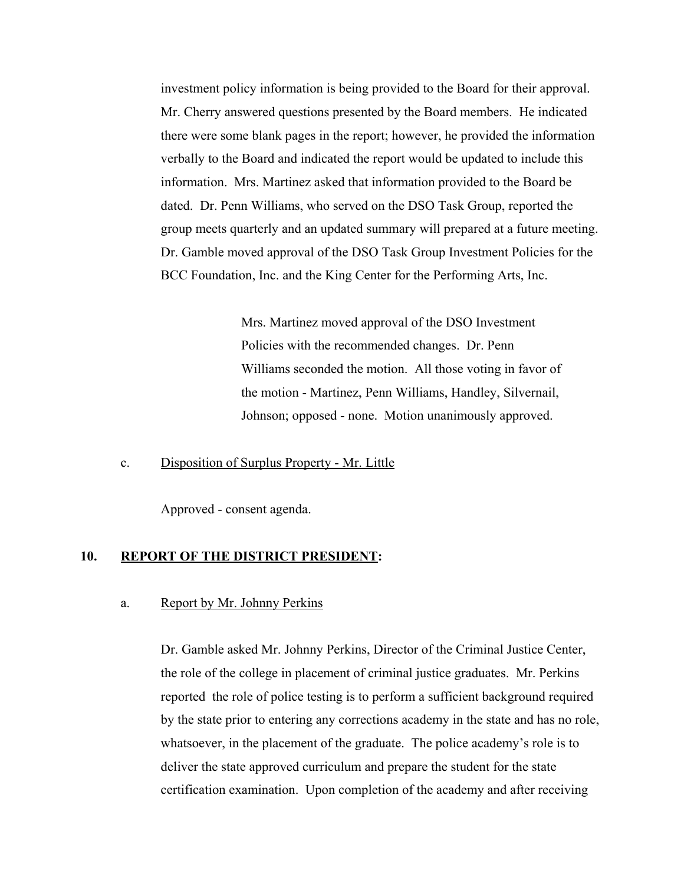investment policy information is being provided to the Board for their approval. Mr. Cherry answered questions presented by the Board members. He indicated there were some blank pages in the report; however, he provided the information verbally to the Board and indicated the report would be updated to include this information. Mrs. Martinez asked that information provided to the Board be dated. Dr. Penn Williams, who served on the DSO Task Group, reported the group meets quarterly and an updated summary will prepared at a future meeting. Dr. Gamble moved approval of the DSO Task Group Investment Policies for the BCC Foundation, Inc. and the King Center for the Performing Arts, Inc.

> Mrs. Martinez moved approval of the DSO Investment Policies with the recommended changes. Dr. Penn Williams seconded the motion. All those voting in favor of the motion - Martinez, Penn Williams, Handley, Silvernail, Johnson; opposed - none. Motion unanimously approved.

c. Disposition of Surplus Property - Mr. Little

Approved - consent agenda.

## 10. REPORT OF THE DISTRICT PRESIDENT:

a. Report by Mr. Johnny Perkins

Dr. Gamble asked Mr. Johnny Perkins, Director of the Criminal Justice Center, the role of the college in placement of criminal justice graduates. Mr. Perkins reported the role of police testing is to perform a sufficient background required by the state prior to entering any corrections academy in the state and has no role, whatsoever, in the placement of the graduate. The police academy's role is to deliver the state approved curriculum and prepare the student for the state certification examination. Upon completion of the academy and after receiving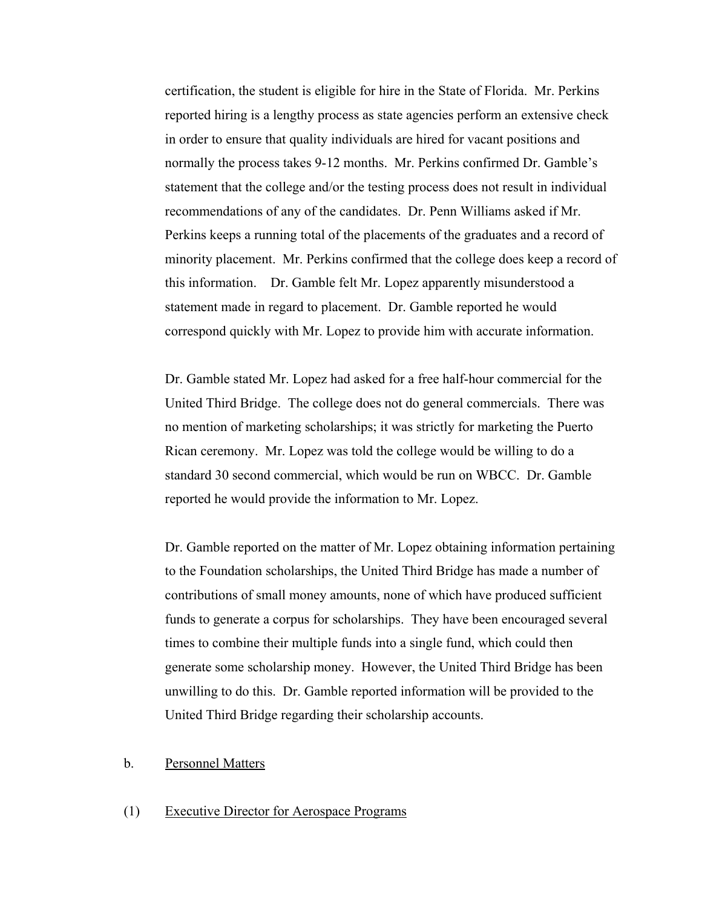certification, the student is eligible for hire in the State of Florida. Mr. Perkins reported hiring is a lengthy process as state agencies perform an extensive check in order to ensure that quality individuals are hired for vacant positions and normally the process takes 9-12 months. Mr. Perkins confirmed Dr. Gamble's statement that the college and/or the testing process does not result in individual recommendations of any of the candidates. Dr. Penn Williams asked if Mr. Perkins keeps a running total of the placements of the graduates and a record of minority placement. Mr. Perkins confirmed that the college does keep a record of this information. Dr. Gamble felt Mr. Lopez apparently misunderstood a statement made in regard to placement. Dr. Gamble reported he would correspond quickly with Mr. Lopez to provide him with accurate information.

Dr. Gamble stated Mr. Lopez had asked for a free half-hour commercial for the United Third Bridge. The college does not do general commercials. There was no mention of marketing scholarships; it was strictly for marketing the Puerto Rican ceremony. Mr. Lopez was told the college would be willing to do a standard 30 second commercial, which would be run on WBCC. Dr. Gamble reported he would provide the information to Mr. Lopez.

Dr. Gamble reported on the matter of Mr. Lopez obtaining information pertaining to the Foundation scholarships, the United Third Bridge has made a number of contributions of small money amounts, none of which have produced sufficient funds to generate a corpus for scholarships. They have been encouraged several times to combine their multiple funds into a single fund, which could then generate some scholarship money. However, the United Third Bridge has been unwilling to do this. Dr. Gamble reported information will be provided to the United Third Bridge regarding their scholarship accounts.

b. <u>Personnel Matters</u>

(1) <u>Executive Director for Aerospace Programs</u>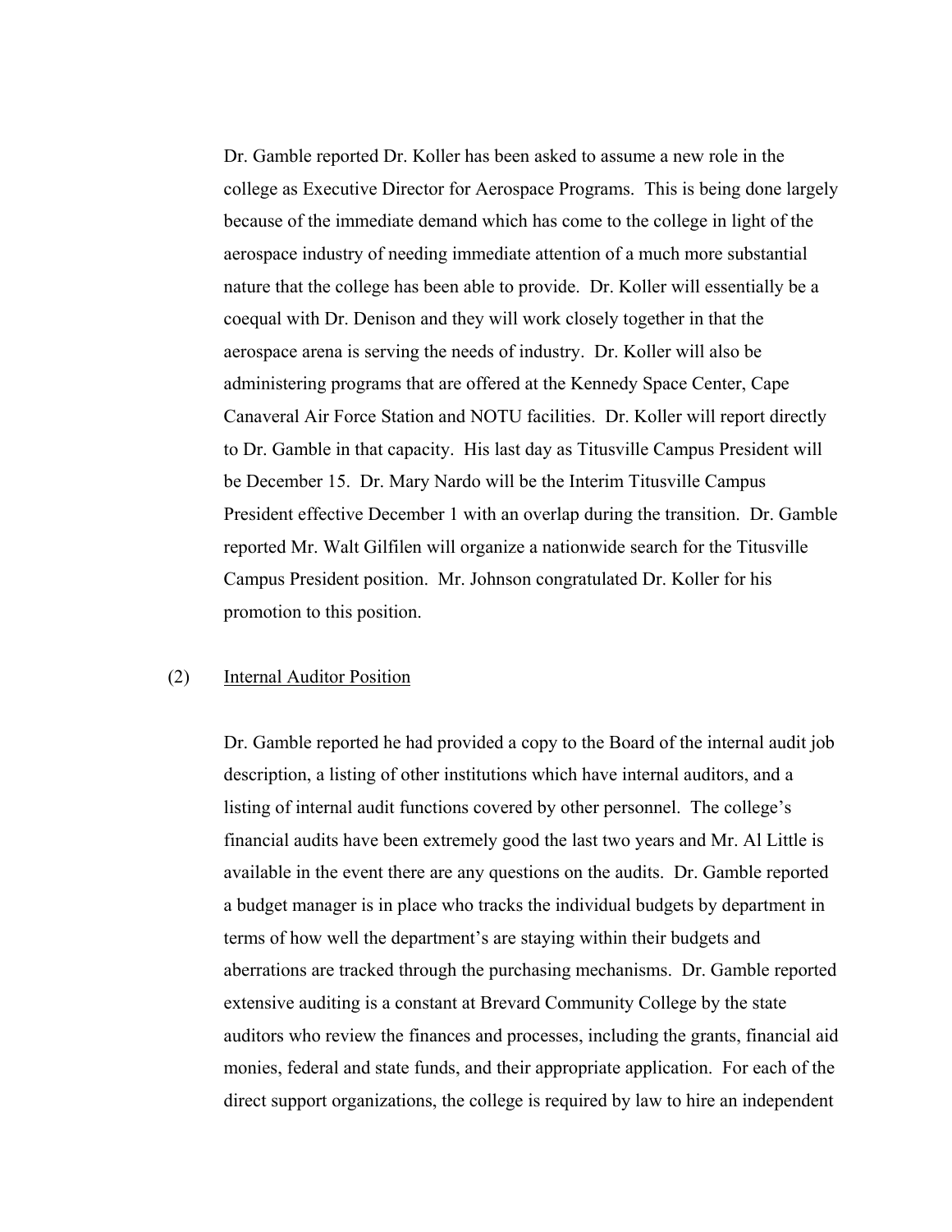Dr. Gamble reported Dr. Koller has been asked to assume a new role in the college as Executive Director for Aerospace Programs. This is being done largely because of the immediate demand which has come to the college in light of the aerospace industry of needing immediate attention of a much more substantial nature that the college has been able to provide. Dr. Koller will essentially be a coequal with Dr. Denison and they will work closely together in that the aerospace arena is serving the needs of industry. Dr. Koller will also be administering programs that are offered at the Kennedy Space Center, Cape Canaveral Air Force Station and NOTU facilities. Dr. Koller will report directly to Dr. Gamble in that capacity. His last day as Titusville Campus President will be December 15. Dr. Mary Nardo will be the Interim Titusville Campus President effective December 1 with an overlap during the transition. Dr. Gamble reported Mr. Walt Gilfilen will organize a nationwide search for the Titusville Campus President position. Mr. Johnson congratulated Dr. Koller for his promotion to this position.

(2) Internal Auditor Position

Dr. Gamble reported he had provided a copy to the Board of the internal audit job description, a listing of other institutions which have internal auditors, and a listing of internal audit functions covered by other personnel. The college's financial audits have been extremely good the last two years and Mr. Al Little is available in the event there are any questions on the audits. Dr. Gamble reported a budget manager is in place who tracks the individual budgets by department in terms of how well the department's are staying within their budgets and aberrations are tracked through the purchasing mechanisms. Dr. Gamble reported extensive auditing is a constant at Brevard Community College by the state auditors who review the finances and processes, including the grants, financial aid monies, federal and state funds, and their appropriate application. For each of the direct support organizations, the college is required by law to hire an independent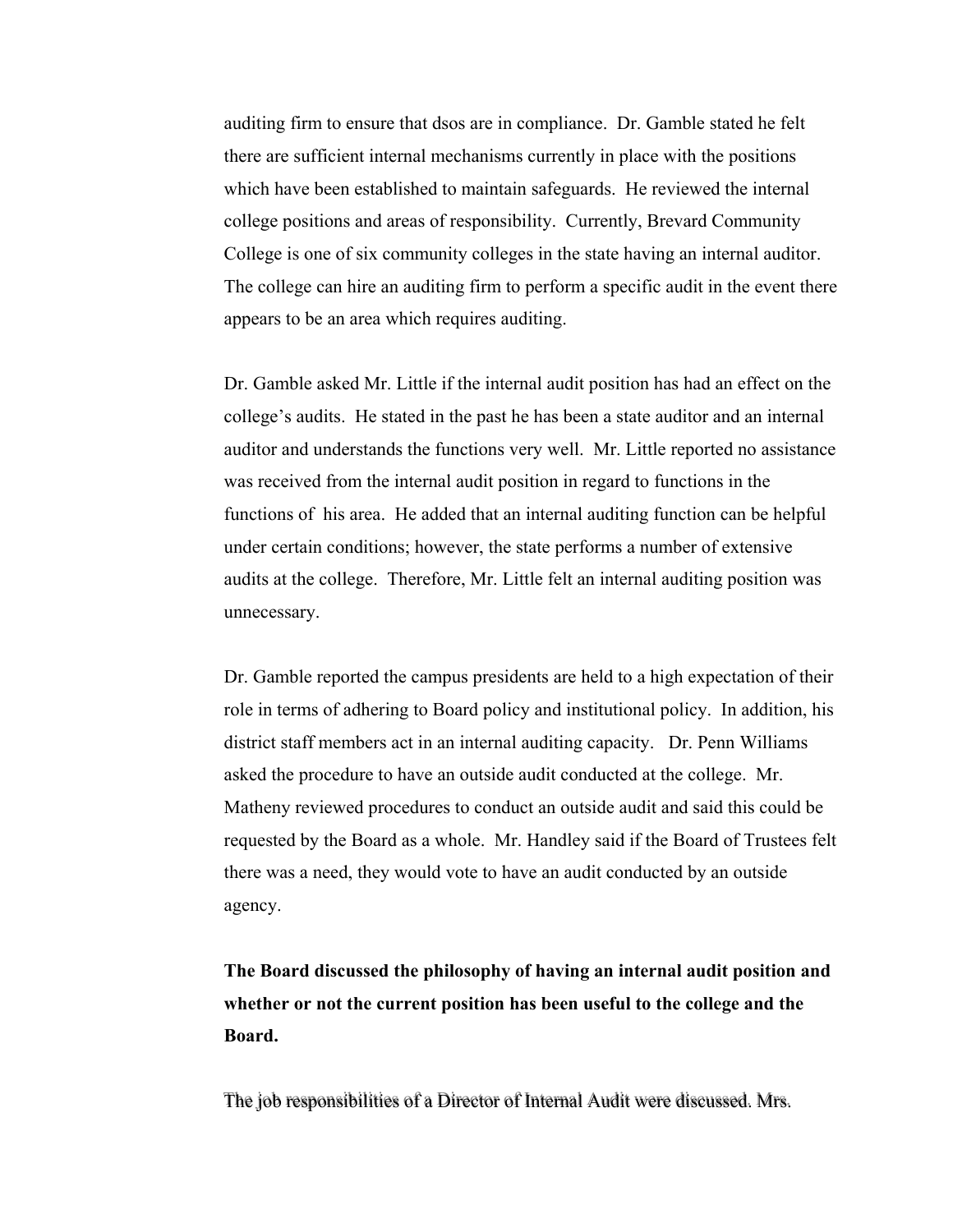auditing firm to ensure that dsos are in compliance. Dr. Gamble stated he felt there are sufficient internal mechanisms currently in place with the positions which have been established to maintain safeguards. He reviewed the internal college positions and areas of responsibility. Currently, Brevard Community College is one of six community colleges in the state having an internal auditor. The college can hire an auditing firm to perform a specific audit in the event there appears to be an area which requires auditing.

Dr. Gamble asked Mr. Little if the internal audit position has had an effect on the college's audits. He stated in the past he has been a state auditor and an internal auditor and understands the functions very well. Mr. Little reported no assistance was received from the internal audit position in regard to functions in the functions of his area. He added that an internal auditing function can be helpful under certain conditions; however, the state performs a number of extensive audits at the college. Therefore, Mr. Little felt an internal auditing position was unnecessary.

Dr. Gamble reported the campus presidents are held to a high expectation of their role in terms of adhering to Board policy and institutional policy. In addition, his district staff members act in an internal auditing capacity. Dr. Penn Williams asked the procedure to have an outside audit conducted at the college. Mr. Matheny reviewed procedures to conduct an outside audit and said this could be requested by the Board as a whole. Mr. Handley said if the Board of Trustees felt there was a need, they would vote to have an audit conducted by an outside agency.

**The Board discussed the philosophy of having an internal audit position and whether or not the current position has been useful to the college and the Board.**

The job responsibilities of a Director of Internal Audit were discussed. Mrs.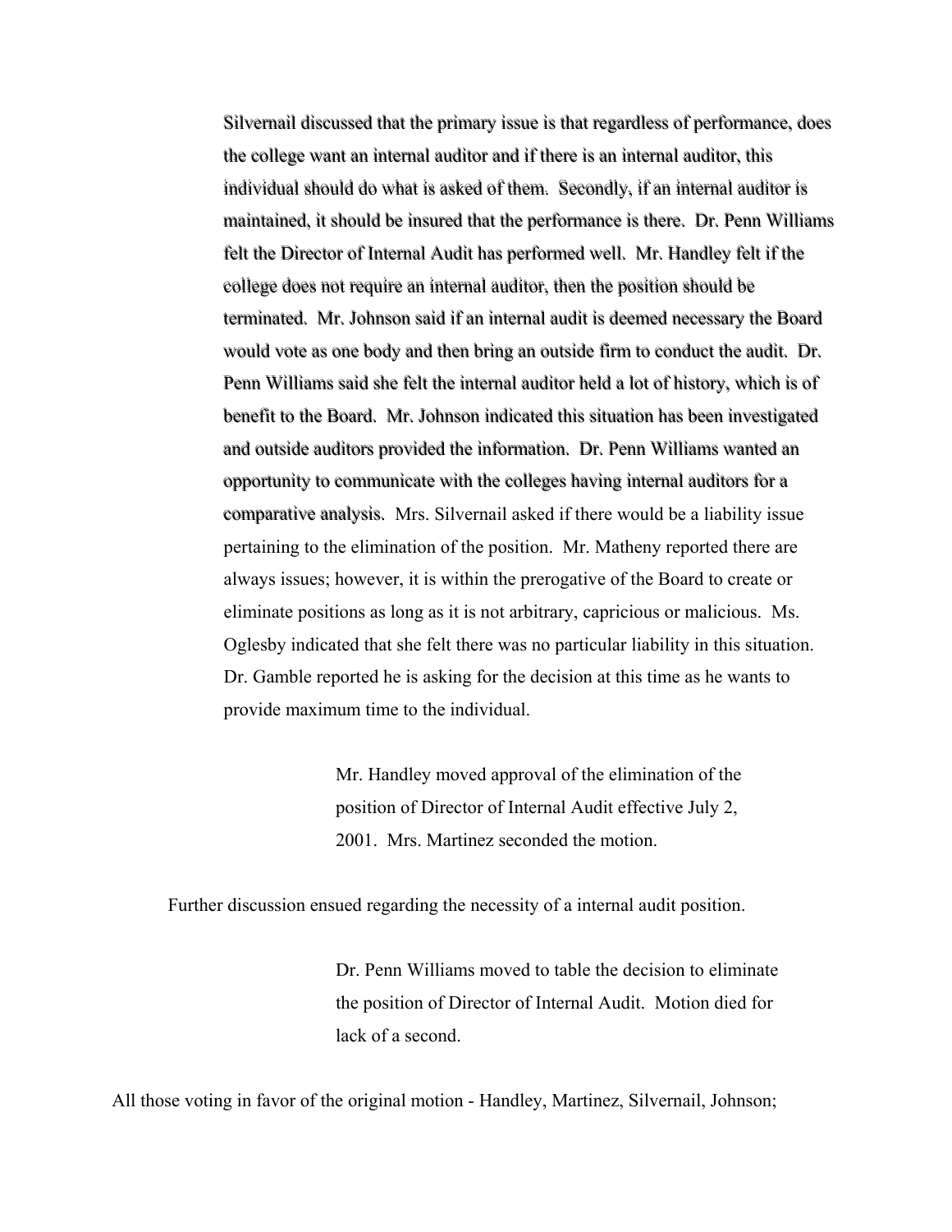Silvernail discussed that the primary issue is that regardless of performance, does the college want an internal auditor and if there is an internal auditor, this individual should do what is asked of them. Secondly, if an internal auditor is maintained, it should be insured that the performance is there. Dr. Penn Williams felt the Director of Internal Audit has performed well. Mr. Handley felt if the college does not require an internal auditor, then the position should be terminated. Mr. Johnson said if an internal audit is deemed necessary the Board would vote as one body and then bring an outside firm to conduct the audit. Dr. Penn Williams said she felt the internal auditor held a lot of history, which is of benefit to the Board. Mr. Johnson indicated this situation has been investigated and outside auditors provided the information. Dr. Penn Williams wanted an opportunity to communicate with the colleges having internal auditors for a comparative analysis. Mrs. Silvernail asked if there would be a liability issue pertaining to the elimination of the position. Mr. Matheny reported there are always issues; however, it is within the prerogative of the Board to create or eliminate positions as long as it is not arbitrary, capricious or malicious. Ms. Oglesby indicated that she felt there was no particular liability in this situation. Dr. Gamble reported he is asking for the decision at this time as he wants to provide maximum time to the individual.

> Mr. Handley moved approval of the elimination of the position of Director of Internal Audit effective July 2, 2001. Mrs. Martinez seconded the motion.

Further discussion ensued regarding the necessity of a internal audit position.

> Dr. Penn Williams moved to table the decision to eliminate the position of Director of Internal Audit. Motion died for lack of a second.

All those voting in favor of the original motion - Handley, Martinez, Silvernail, Johnson;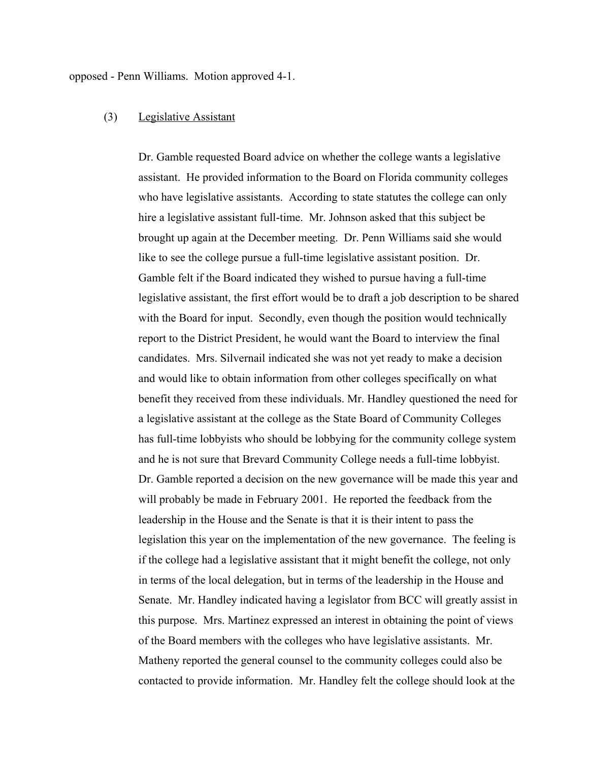opposed - Penn Williams. Motion approved 4-1.

(3) Legislative Assistant

Dr. Gamble requested Board advice on whether the college wants a legislative assistant. He provided information to the Board on Florida community colleges who have legislative assistants. According to state statutes the college can only hire a legislative assistant full-time. Mr. Johnson asked that this subject be brought up again at the December meeting. Dr. Penn Williams said she would like to see the college pursue a full-time legislative assistant position. Dr. Gamble felt if the Board indicated they wished to pursue having a full-time legislative assistant, the first effort would be to draft a job description to be shared with the Board for input. Secondly, even though the position would technically report to the District President, he would want the Board to interview the final candidates. Mrs. Silvernail indicated she was not yet ready to make a decision and would like to obtain information from other colleges specifically on what benefit they received from these individuals. Mr. Handley questioned the need for a legislative assistant at the college as the State Board of Community Colleges has full-time lobbyists who should be lobbying for the community college system and he is not sure that Brevard Community College needs a full-time lobbyist. Dr. Gamble reported a decision on the new governance will be made this year and will probably be made in February 2001. He reported the feedback from the leadership in the House and the Senate is that it is their intent to pass the legislation this year on the implementation of the new governance. The feeling is if the college had a legislative assistant that it might benefit the college, not only in terms of the local delegation, but in terms of the leadership in the House and Senate. Mr. Handley indicated having a legislator from BCC will greatly assist in this purpose. Mrs. Martinez expressed an interest in obtaining the point of views of the Board members with the colleges who have legislative assistants. Mr. Matheny reported the general counsel to the community colleges could also be contacted to provide information. Mr. Handley felt the college should look at the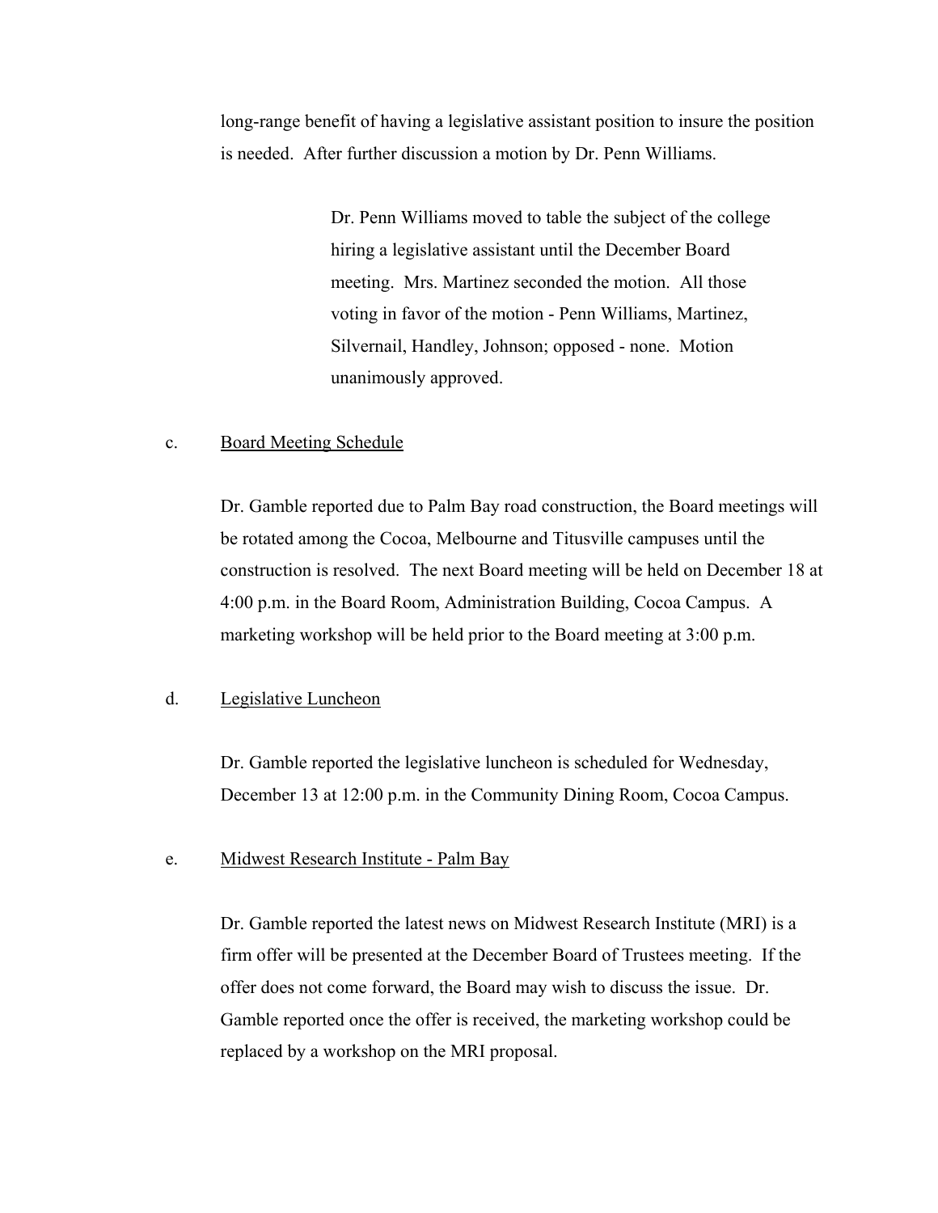long-range benefit of having a legislative assistant position to insure the position is needed. After further discussion a motion by Dr. Penn Williams.

> Dr. Penn Williams moved to table the subject of the college hiring a legislative assistant until the December Board meeting. Mrs. Martinez seconded the motion. All those voting in favor of the motion - Penn Williams, Martinez, Silvernail, Handley, Johnson; opposed - none. Motion unanimously approved.

c. <u>Board Meeting Schedule</u>

Dr. Gamble reported due to Palm Bay road construction, the Board meetings will be rotated among the Cocoa, Melbourne and Titusville campuses until the construction is resolved. The next Board meeting will be held on December 18 at 4:00 p.m. in the Board Room, Administration Building, Cocoa Campus. A marketing workshop will be held prior to the Board meeting at 3:00 p.m.

d. <u>Legislative Luncheon</u>

Dr. Gamble reported the legislative luncheon is scheduled for Wednesday, December 13 at 12:00 p.m. in the Community Dining Room, Cocoa Campus.

e. <u>Midwest Research Institute - Palm Bay</u>

Dr. Gamble reported the latest news on Midwest Research Institute (MRI) is a firm offer will be presented at the December Board of Trustees meeting. If the offer does not come forward, the Board may wish to discuss the issue. Dr. Gamble reported once the offer is received, the marketing workshop could be replaced by a workshop on the MRI proposal.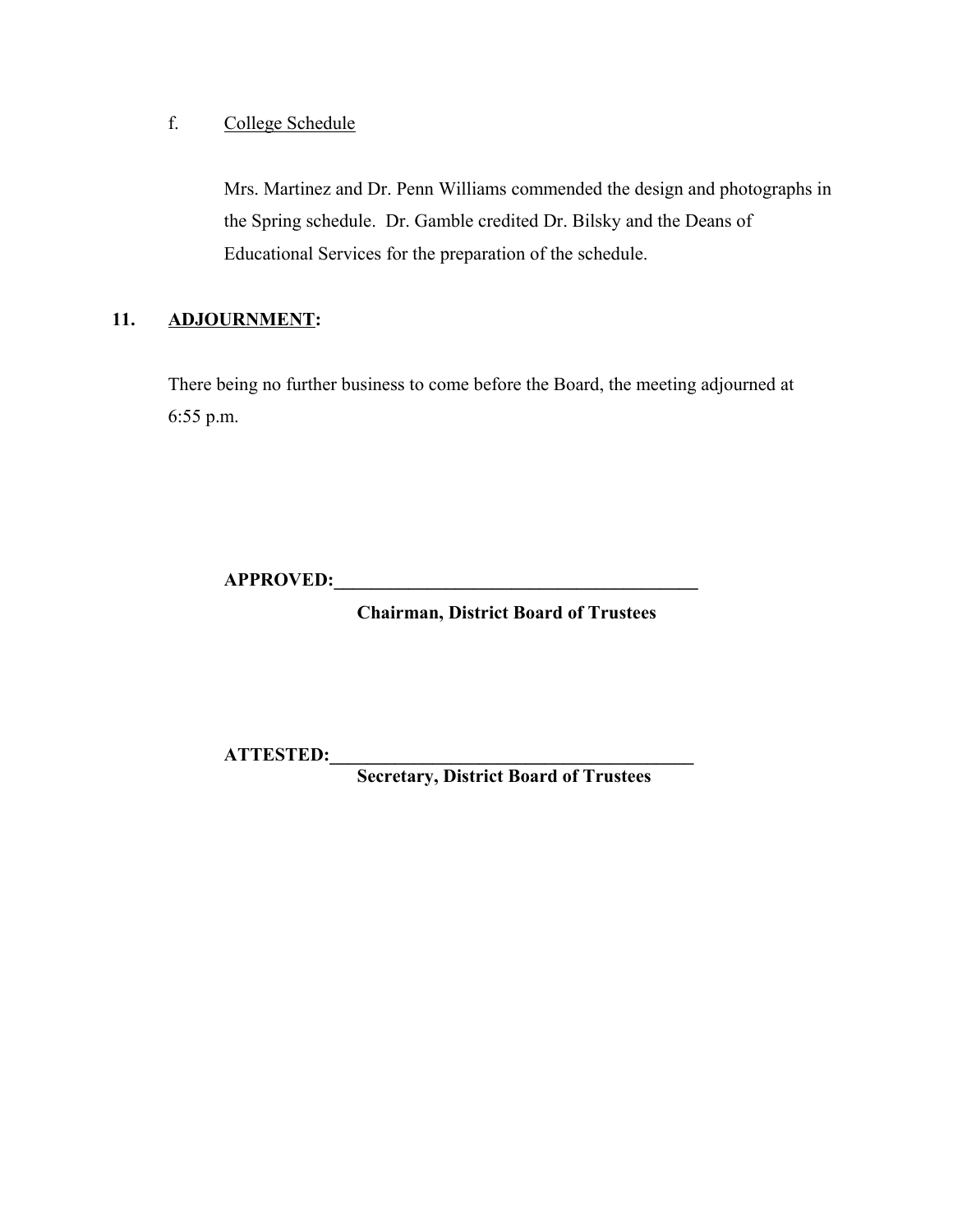f. <u>College Schedule</u>

Mrs. Martinez and Dr. Penn Williams commended the design and photographs in the Spring schedule. Dr. Gamble credited Dr. Bilsky and the Deans of Educational Services for the preparation of the schedule.

## 11. <u>ADJOURNMENT</u>:

There being no further business to come before the Board, the meeting adjourned at 6:55 p.m.

**APPROVED:\_\_\_\_\_\_\_\_\_\_\_\_\_\_\_\_\_\_\_\_\_\_\_\_\_\_\_\_\_\_\_\_\_\_\_\_\_\_\_\_**

**Chairman, District Board of Trustees**

**ATTESTED:\_\_\_\_\_\_\_\_\_\_\_\_\_\_\_\_\_\_\_\_\_\_\_\_\_\_\_\_\_\_\_\_\_\_\_\_\_\_\_\_**

**Secretary, District Board of Trustees**